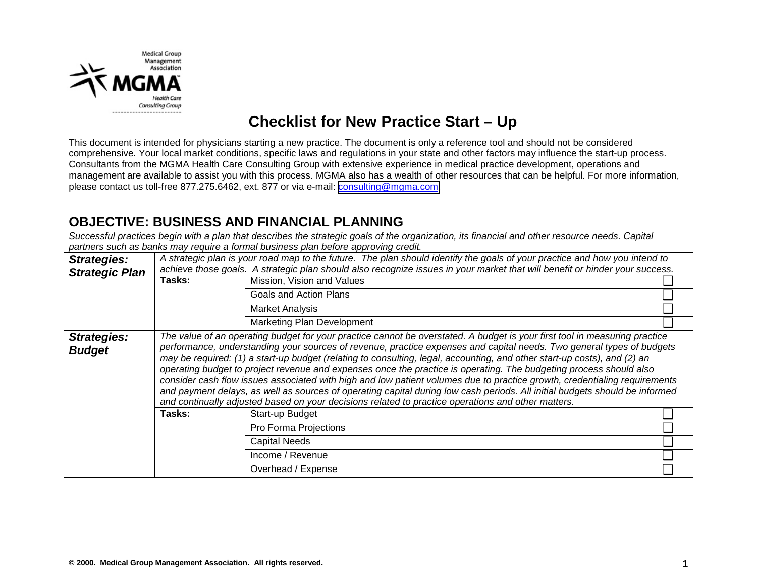# Checklist for New Practice Start – Up

This document is intended for physicians starting a new practice. The document is only a reference tool and should not be considered comprehensive. Your local market conditions, specific laws and regulations in your state and other factors may influence the start-up process. Consultants from the MGMA Health Care Consulting Group with extensive experience in medical practice development, operations and management are available to assist you with this process. MGMA also has a wealth of other resources that can be helpful. For more information, please contact us toll-free 877.275.6462, ext. 877 or via e-mail: consulting@mgma.com

## OBJECTIVE: BUSINESS AND FINANCIAL PLANNING

*Successful practices begin with a plan that describes the strategic goals of the organization, its financial and other resource needs. Capital partners such as banks may require a formal business plan before approving credit.*

| | | | |
|---|---|---|---|
| ***Strategies: Strategic Plan*** | *A strategic plan is your road map to the future. The plan should identify the goals of your practice and how you intend to achieve those goals. A strategic plan should also recognize issues in your market that will benefit or hinder your success.* | | |
| | **Tasks:** | Mission, Vision and Values | ☐ |
| | | Goals and Action Plans | ☐ |
| | | Market Analysis | ☐ |
| | | Marketing Plan Development | ☐ |
| ***Strategies: Budget*** | *The value of an operating budget for your practice cannot be overstated. A budget is your first tool in measuring practice performance, understanding your sources of revenue, practice expenses and capital needs. Two general types of budgets may be required: (1) a start-up budget (relating to consulting, legal, accounting, and other start-up costs), and (2) an operating budget to project revenue and expenses once the practice is operating. The budgeting process should also consider cash flow issues associated with high and low patient volumes due to practice growth, credentialing requirements and payment delays, as well as sources of operating capital during low cash periods. All initial budgets should be informed and continually adjusted based on your decisions related to practice operations and other matters.* | | |
| | **Tasks:** | Start-up Budget | ☐ |
| | | Pro Forma Projections | ☐ |
| | | Capital Needs | ☐ |
| | | Income / Revenue | ☐ |
| | | Overhead / Expense | ☐ |

© 2000. Medical Group Management Association. All rights reserved.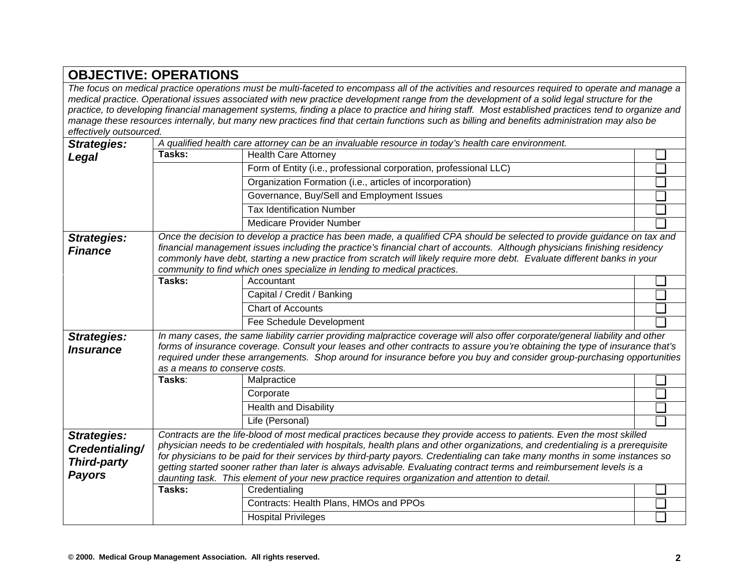## OBJECTIVE: OPERATIONS

*The focus on medical practice operations must be multi-faceted to encompass all of the activities and resources required to operate and manage a medical practice. Operational issues associated with new practice development range from the development of a solid legal structure for the practice, to developing financial management systems, finding a place to practice and hiring staff. Most established practices tend to organize and manage these resources internally, but many new practices find that certain functions such as billing and benefits administration may also be effectively outsourced.*

| | | | |
|---|---|---|---|
| ***Strategies: Legal*** | *A qualified health care attorney can be an invaluable resource in today's health care environment.* | | |
| | **Tasks:** | Health Care Attorney | ☐ |
| | | Form of Entity (i.e., professional corporation, professional LLC) | ☐ |
| | | Organization Formation (i.e., articles of incorporation) | ☐ |
| | | Governance, Buy/Sell and Employment Issues | ☐ |
| | | Tax Identification Number | ☐ |
| | | Medicare Provider Number | ☐ |
| ***Strategies: Finance*** | *Once the decision to develop a practice has been made, a qualified CPA should be selected to provide guidance on tax and financial management issues including the practice's financial chart of accounts. Although physicians finishing residency commonly have debt, starting a new practice from scratch will likely require more debt. Evaluate different banks in your community to find which ones specialize in lending to medical practices.* | | |
| | **Tasks:** | Accountant | ☐ |
| | | Capital / Credit / Banking | ☐ |
| | | Chart of Accounts | ☐ |
| | | Fee Schedule Development | ☐ |
| ***Strategies: Insurance*** | *In many cases, the same liability carrier providing malpractice coverage will also offer corporate/general liability and other forms of insurance coverage. Consult your leases and other contracts to assure you're obtaining the type of insurance that's required under these arrangements. Shop around for insurance before you buy and consider group-purchasing opportunities as a means to conserve costs.* | | |
| | **Tasks**: | Malpractice | ☐ |
| | | Corporate | ☐ |
| | | Health and Disability | ☐ |
| | | Life (Personal) | ☐ |
| ***Strategies: Credentialing/ Third-party Payors*** | *Contracts are the life-blood of most medical practices because they provide access to patients. Even the most skilled physician needs to be credentialed with hospitals, health plans and other organizations, and credentialing is a prerequisite for physicians to be paid for their services by third-party payors. Credentialing can take many months in some instances so getting started sooner rather than later is always advisable. Evaluating contract terms and reimbursement levels is a daunting task. This element of your new practice requires organization and attention to detail.* | | |
| | **Tasks:** | Credentialing | ☐ |
| | | Contracts: Health Plans, HMOs and PPOs | ☐ |
| | | Hospital Privileges | ☐ |

**© 2000. Medical Group Management Association. All rights reserved.**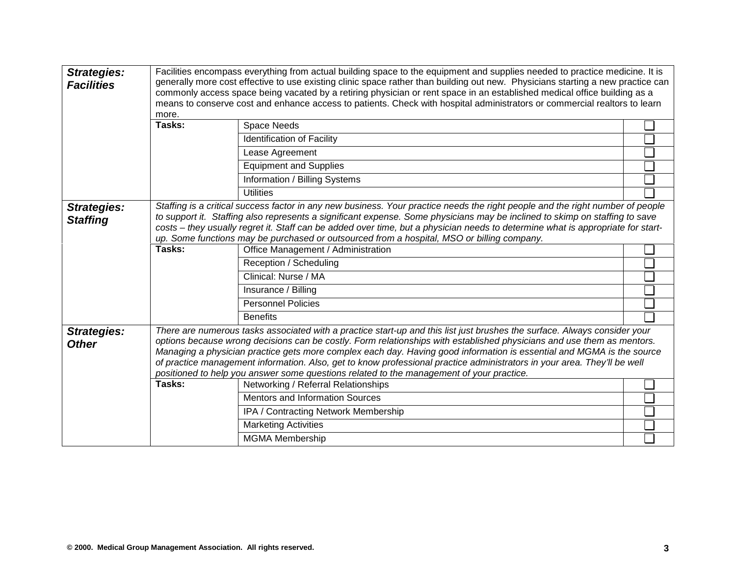| | | | |
|---|---|---|---|
| ***Strategies: Facilities*** | Facilities encompass everything from actual building space to the equipment and supplies needed to practice medicine. It is generally more cost effective to use existing clinic space rather than building out new. Physicians starting a new practice can commonly access space being vacated by a retiring physician or rent space in an established medical office building as a means to conserve cost and enhance access to patients. Check with hospital administrators or commercial realtors to learn more. | | |
| | **Tasks:** | Space Needs | ☐ |
| | | Identification of Facility | ☐ |
| | | Lease Agreement | ☐ |
| | | Equipment and Supplies | ☐ |
| | | Information / Billing Systems | ☐ |
| | | Utilities | ☐ |
| ***Strategies: Staffing*** | *Staffing is a critical success factor in any new business. Your practice needs the right people and the right number of people to support it. Staffing also represents a significant expense. Some physicians may be inclined to skimp on staffing to save costs – they usually regret it. Staff can be added over time, but a physician needs to determine what is appropriate for start-up. Some functions may be purchased or outsourced from a hospital, MSO or billing company.* | | |
| | **Tasks:** | Office Management / Administration | ☐ |
| | | Reception / Scheduling | ☐ |
| | | Clinical: Nurse / MA | ☐ |
| | | Insurance / Billing | ☐ |
| | | Personnel Policies | ☐ |
| | | Benefits | ☐ |
| ***Strategies: Other*** | *There are numerous tasks associated with a practice start-up and this list just brushes the surface. Always consider your options because wrong decisions can be costly. Form relationships with established physicians and use them as mentors. Managing a physician practice gets more complex each day. Having good information is essential and MGMA is the source of practice management information. Also, get to know professional practice administrators in your area. They'll be well positioned to help you answer some questions related to the management of your practice.* | | |
| | **Tasks:** | Networking / Referral Relationships | ☐ |
| | | Mentors and Information Sources | ☐ |
| | | IPA / Contracting Network Membership | ☐ |
| | | Marketing Activities | ☐ |
| | | MGMA Membership | ☐ |

**© 2000. Medical Group Management Association. All rights reserved.**